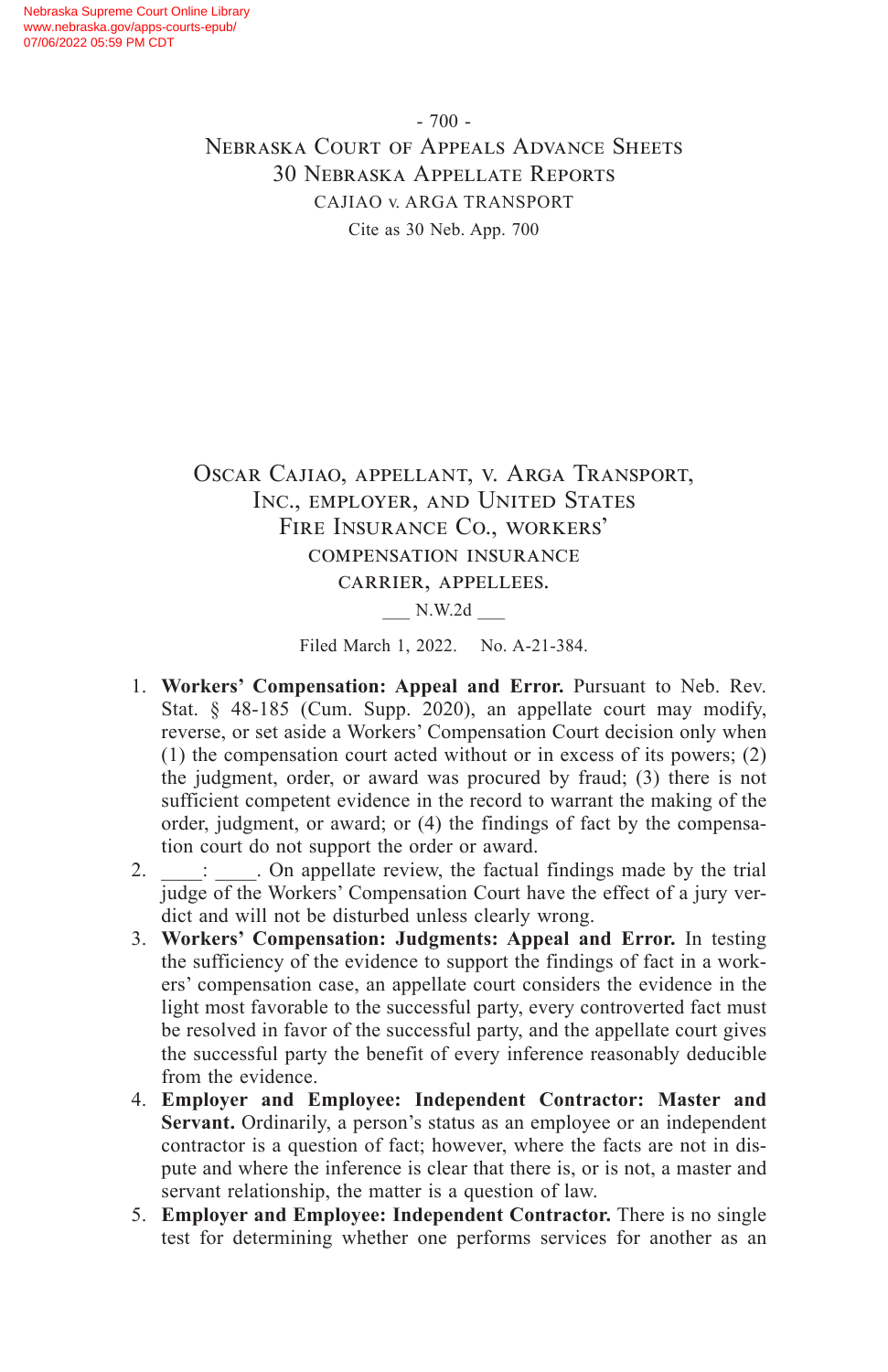Oscar Cajiao, appellant, v. Arga Transport, Inc., employer, and United States Fire Insurance Co., workers' compensation insurance carrier, appellees.

___ N.W.2d ___

Filed March 1, 2022. No. A-21-384.

1. **Workers' Compensation: Appeal and Error.** Pursuant to Neb. Rev. Stat. § 48-185 (Cum. Supp. 2020), an appellate court may modify, reverse, or set aside a Workers' Compensation Court decision only when (1) the compensation court acted without or in excess of its powers; (2) the judgment, order, or award was procured by fraud; (3) there is not sufficient competent evidence in the record to warrant the making of the order, judgment, or award; or (4) the findings of fact by the compensation court do not support the order or award.
2. ____: ____. On appellate review, the factual findings made by the trial judge of the Workers' Compensation Court have the effect of a jury verdict and will not be disturbed unless clearly wrong.
3. **Workers' Compensation: Judgments: Appeal and Error.** In testing the sufficiency of the evidence to support the findings of fact in a workers' compensation case, an appellate court considers the evidence in the light most favorable to the successful party, every controverted fact must be resolved in favor of the successful party, and the appellate court gives the successful party the benefit of every inference reasonably deducible from the evidence.
4. **Employer and Employee: Independent Contractor: Master and Servant.** Ordinarily, a person's status as an employee or an independent contractor is a question of fact; however, where the facts are not in dispute and where the inference is clear that there is, or is not, a master and servant relationship, the matter is a question of law.
5. **Employer and Employee: Independent Contractor.** There is no single test for determining whether one performs services for another as an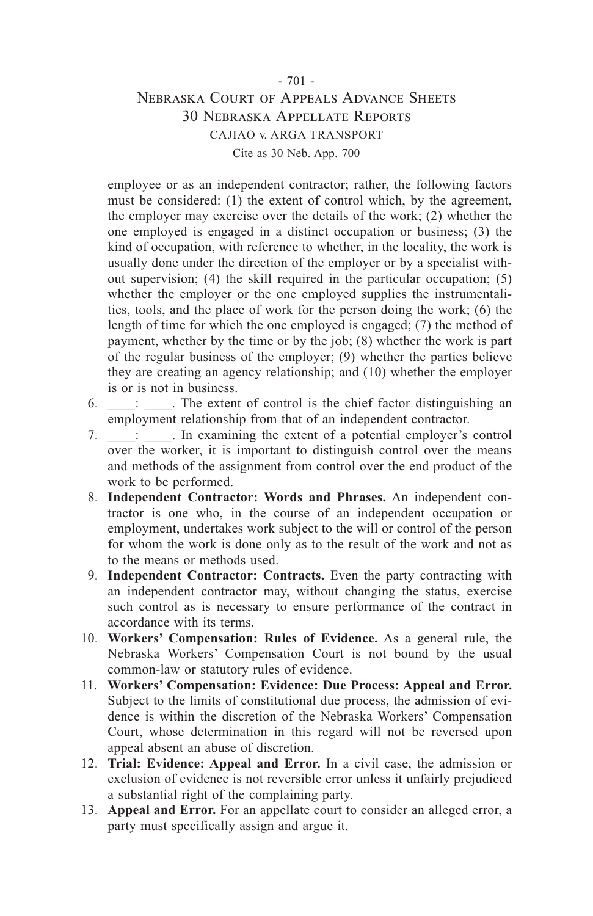employee or as an independent contractor; rather, the following factors must be considered: (1) the extent of control which, by the agreement, the employer may exercise over the details of the work; (2) whether the one employed is engaged in a distinct occupation or business; (3) the kind of occupation, with reference to whether, in the locality, the work is usually done under the direction of the employer or by a specialist without supervision; (4) the skill required in the particular occupation; (5) whether the employer or the one employed supplies the instrumentalities, tools, and the place of work for the person doing the work; (6) the length of time for which the one employed is engaged; (7) the method of payment, whether by the time or by the job; (8) whether the work is part of the regular business of the employer; (9) whether the parties believe they are creating an agency relationship; and (10) whether the employer is or is not in business.

6. \_\_\_\_: \_\_\_\_. The extent of control is the chief factor distinguishing an employment relationship from that of an independent contractor.
7. \_\_\_\_: \_\_\_\_. In examining the extent of a potential employer's control over the worker, it is important to distinguish control over the means and methods of the assignment from control over the end product of the work to be performed.
8. **Independent Contractor: Words and Phrases.** An independent contractor is one who, in the course of an independent occupation or employment, undertakes work subject to the will or control of the person for whom the work is done only as to the result of the work and not as to the means or methods used.
9. **Independent Contractor: Contracts.** Even the party contracting with an independent contractor may, without changing the status, exercise such control as is necessary to ensure performance of the contract in accordance with its terms.
10. **Workers' Compensation: Rules of Evidence.** As a general rule, the Nebraska Workers' Compensation Court is not bound by the usual common-law or statutory rules of evidence.
11. **Workers' Compensation: Evidence: Due Process: Appeal and Error.** Subject to the limits of constitutional due process, the admission of evidence is within the discretion of the Nebraska Workers' Compensation Court, whose determination in this regard will not be reversed upon appeal absent an abuse of discretion.
12. **Trial: Evidence: Appeal and Error.** In a civil case, the admission or exclusion of evidence is not reversible error unless it unfairly prejudiced a substantial right of the complaining party.
13. **Appeal and Error.** For an appellate court to consider an alleged error, a party must specifically assign and argue it.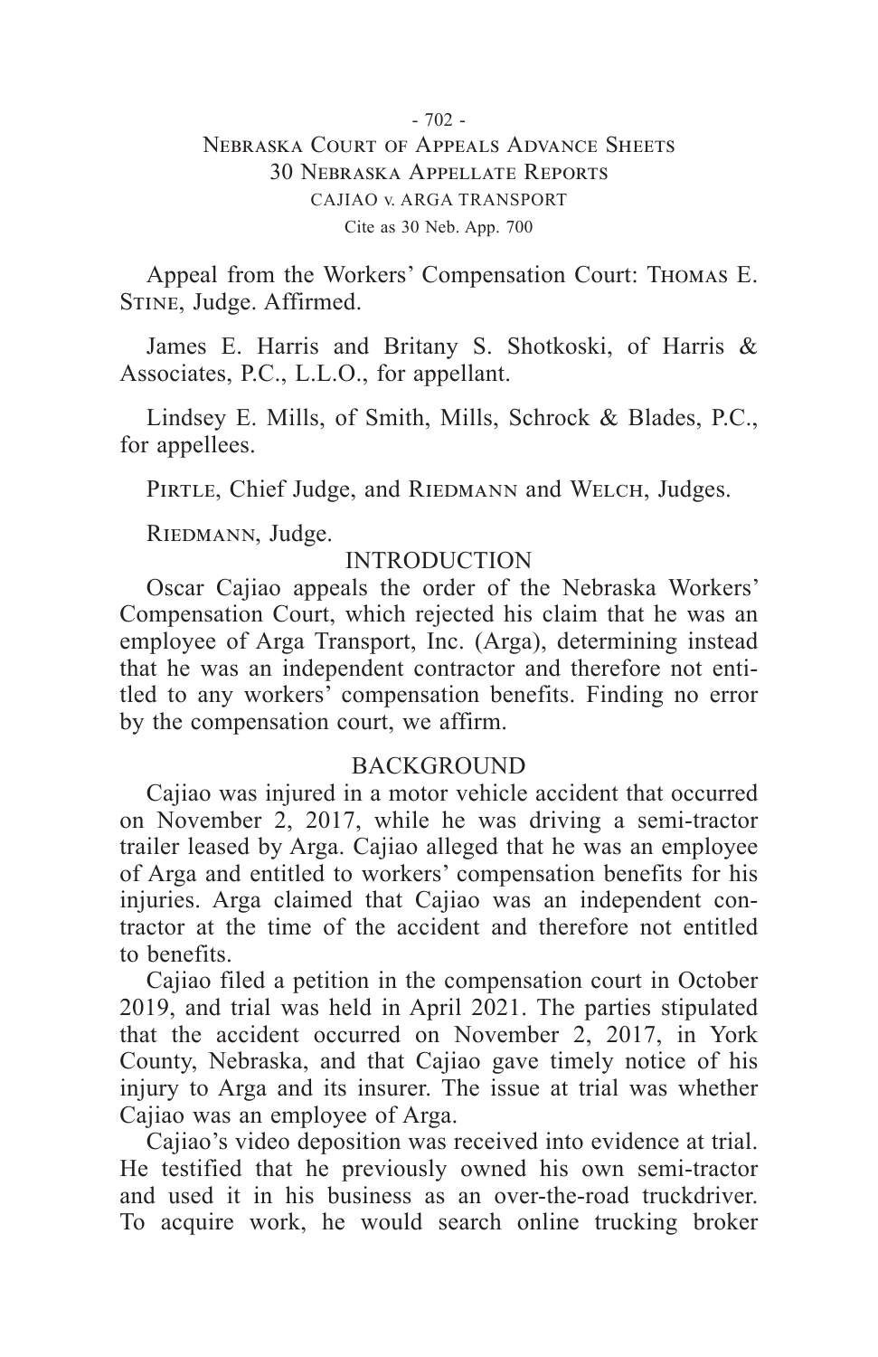Appeal from the Workers' Compensation Court: Thomas E. Stine, Judge. Affirmed.

James E. Harris and Britany S. Shotkoski, of Harris & Associates, P.C., L.L.O., for appellant.

Lindsey E. Mills, of Smith, Mills, Schrock & Blades, P.C., for appellees.

Pirtle, Chief Judge, and Riedmann and Welch, Judges.

Riedmann, Judge.

## INTRODUCTION

Oscar Cajiao appeals the order of the Nebraska Workers' Compensation Court, which rejected his claim that he was an employee of Arga Transport, Inc. (Arga), determining instead that he was an independent contractor and therefore not entitled to any workers' compensation benefits. Finding no error by the compensation court, we affirm.

## BACKGROUND

Cajiao was injured in a motor vehicle accident that occurred on November 2, 2017, while he was driving a semi-tractor trailer leased by Arga. Cajiao alleged that he was an employee of Arga and entitled to workers' compensation benefits for his injuries. Arga claimed that Cajiao was an independent contractor at the time of the accident and therefore not entitled to benefits.

Cajiao filed a petition in the compensation court in October 2019, and trial was held in April 2021. The parties stipulated that the accident occurred on November 2, 2017, in York County, Nebraska, and that Cajiao gave timely notice of his injury to Arga and its insurer. The issue at trial was whether Cajiao was an employee of Arga.

Cajiao's video deposition was received into evidence at trial. He testified that he previously owned his own semi-tractor and used it in his business as an over-the-road truckdriver. To acquire work, he would search online trucking broker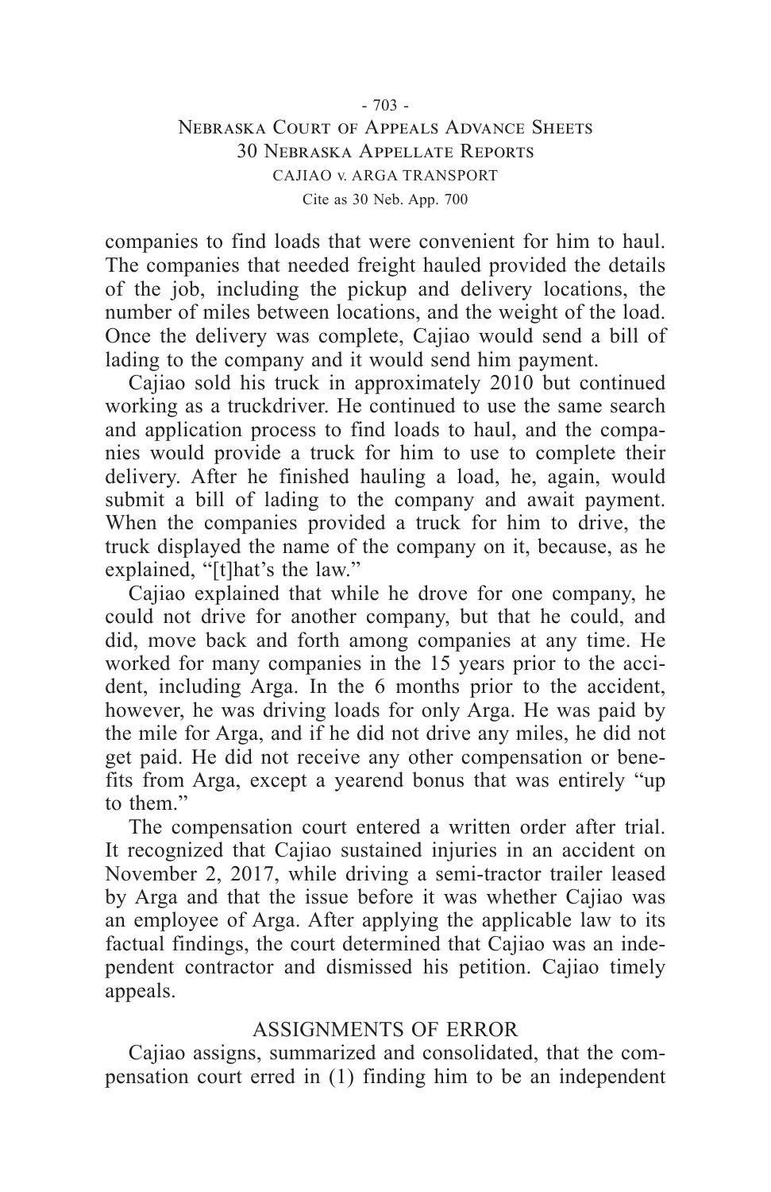companies to find loads that were convenient for him to haul. The companies that needed freight hauled provided the details of the job, including the pickup and delivery locations, the number of miles between locations, and the weight of the load. Once the delivery was complete, Cajiao would send a bill of lading to the company and it would send him payment.

Cajiao sold his truck in approximately 2010 but continued working as a truckdriver. He continued to use the same search and application process to find loads to haul, and the companies would provide a truck for him to use to complete their delivery. After he finished hauling a load, he, again, would submit a bill of lading to the company and await payment. When the companies provided a truck for him to drive, the truck displayed the name of the company on it, because, as he explained, "[t]hat's the law."

Cajiao explained that while he drove for one company, he could not drive for another company, but that he could, and did, move back and forth among companies at any time. He worked for many companies in the 15 years prior to the accident, including Arga. In the 6 months prior to the accident, however, he was driving loads for only Arga. He was paid by the mile for Arga, and if he did not drive any miles, he did not get paid. He did not receive any other compensation or benefits from Arga, except a yearend bonus that was entirely "up to them."

The compensation court entered a written order after trial. It recognized that Cajiao sustained injuries in an accident on November 2, 2017, while driving a semi-tractor trailer leased by Arga and that the issue before it was whether Cajiao was an employee of Arga. After applying the applicable law to its factual findings, the court determined that Cajiao was an independent contractor and dismissed his petition. Cajiao timely appeals.

## ASSIGNMENTS OF ERROR

Cajiao assigns, summarized and consolidated, that the compensation court erred in (1) finding him to be an independent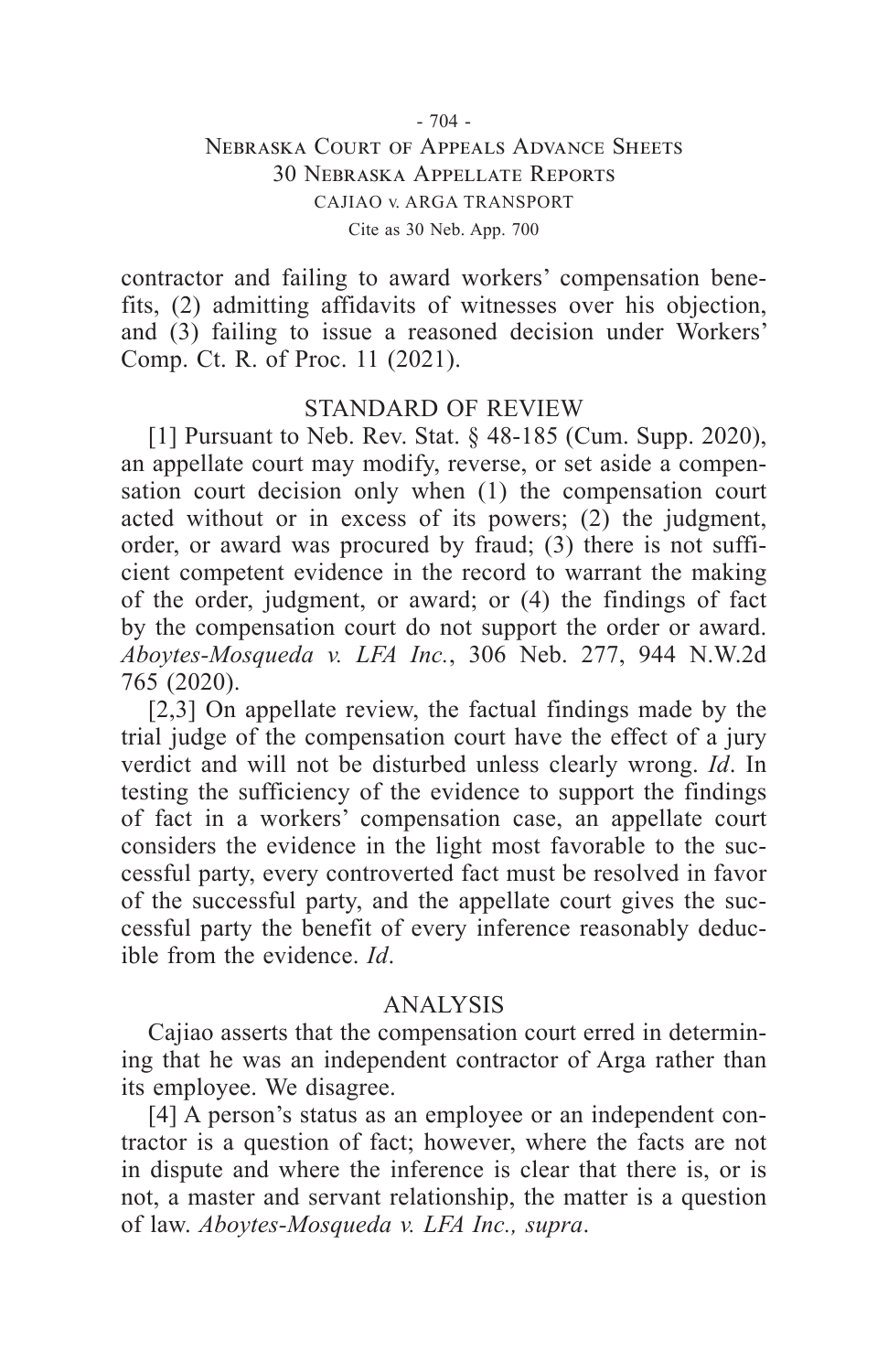contractor and failing to award workers' compensation benefits, (2) admitting affidavits of witnesses over his objection, and (3) failing to issue a reasoned decision under Workers' Comp. Ct. R. of Proc. 11 (2021).

## STANDARD OF REVIEW

[1] Pursuant to Neb. Rev. Stat. § 48-185 (Cum. Supp. 2020), an appellate court may modify, reverse, or set aside a compensation court decision only when (1) the compensation court acted without or in excess of its powers; (2) the judgment, order, or award was procured by fraud; (3) there is not sufficient competent evidence in the record to warrant the making of the order, judgment, or award; or (4) the findings of fact by the compensation court do not support the order or award. *Aboytes-Mosqueda v. LFA Inc.*, 306 Neb. 277, 944 N.W.2d 765 (2020).

[2,3] On appellate review, the factual findings made by the trial judge of the compensation court have the effect of a jury verdict and will not be disturbed unless clearly wrong. *Id*. In testing the sufficiency of the evidence to support the findings of fact in a workers' compensation case, an appellate court considers the evidence in the light most favorable to the successful party, every controverted fact must be resolved in favor of the successful party, and the appellate court gives the successful party the benefit of every inference reasonably deducible from the evidence. *Id*.

## ANALYSIS

Cajiao asserts that the compensation court erred in determining that he was an independent contractor of Arga rather than its employee. We disagree.

[4] A person's status as an employee or an independent contractor is a question of fact; however, where the facts are not in dispute and where the inference is clear that there is, or is not, a master and servant relationship, the matter is a question of law. *Aboytes-Mosqueda v. LFA Inc., supra*.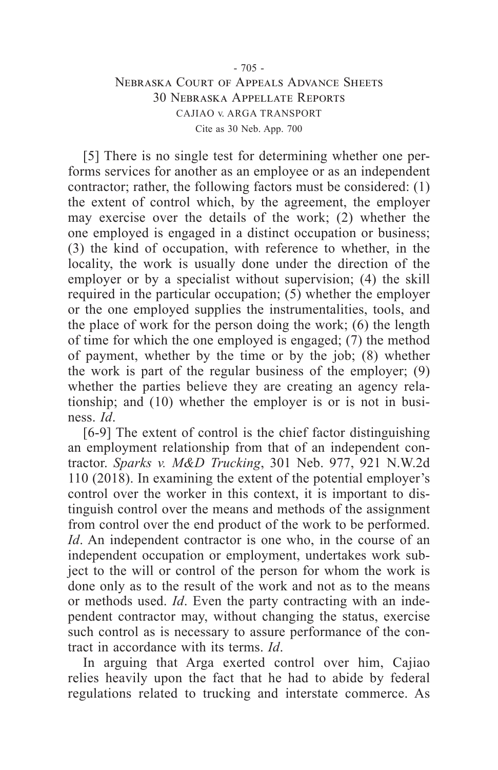[5] There is no single test for determining whether one performs services for another as an employee or as an independent contractor; rather, the following factors must be considered: (1) the extent of control which, by the agreement, the employer may exercise over the details of the work; (2) whether the one employed is engaged in a distinct occupation or business; (3) the kind of occupation, with reference to whether, in the locality, the work is usually done under the direction of the employer or by a specialist without supervision; (4) the skill required in the particular occupation; (5) whether the employer or the one employed supplies the instrumentalities, tools, and the place of work for the person doing the work; (6) the length of time for which the one employed is engaged; (7) the method of payment, whether by the time or by the job; (8) whether the work is part of the regular business of the employer; (9) whether the parties believe they are creating an agency relationship; and (10) whether the employer is or is not in business. *Id*.

[6-9] The extent of control is the chief factor distinguishing an employment relationship from that of an independent contractor. *Sparks v. M&D Trucking*, 301 Neb. 977, 921 N.W.2d 110 (2018). In examining the extent of the potential employer's control over the worker in this context, it is important to distinguish control over the means and methods of the assignment from control over the end product of the work to be performed. *Id*. An independent contractor is one who, in the course of an independent occupation or employment, undertakes work subject to the will or control of the person for whom the work is done only as to the result of the work and not as to the means or methods used. *Id*. Even the party contracting with an independent contractor may, without changing the status, exercise such control as is necessary to assure performance of the contract in accordance with its terms. *Id*.

In arguing that Arga exerted control over him, Cajiao relies heavily upon the fact that he had to abide by federal regulations related to trucking and interstate commerce. As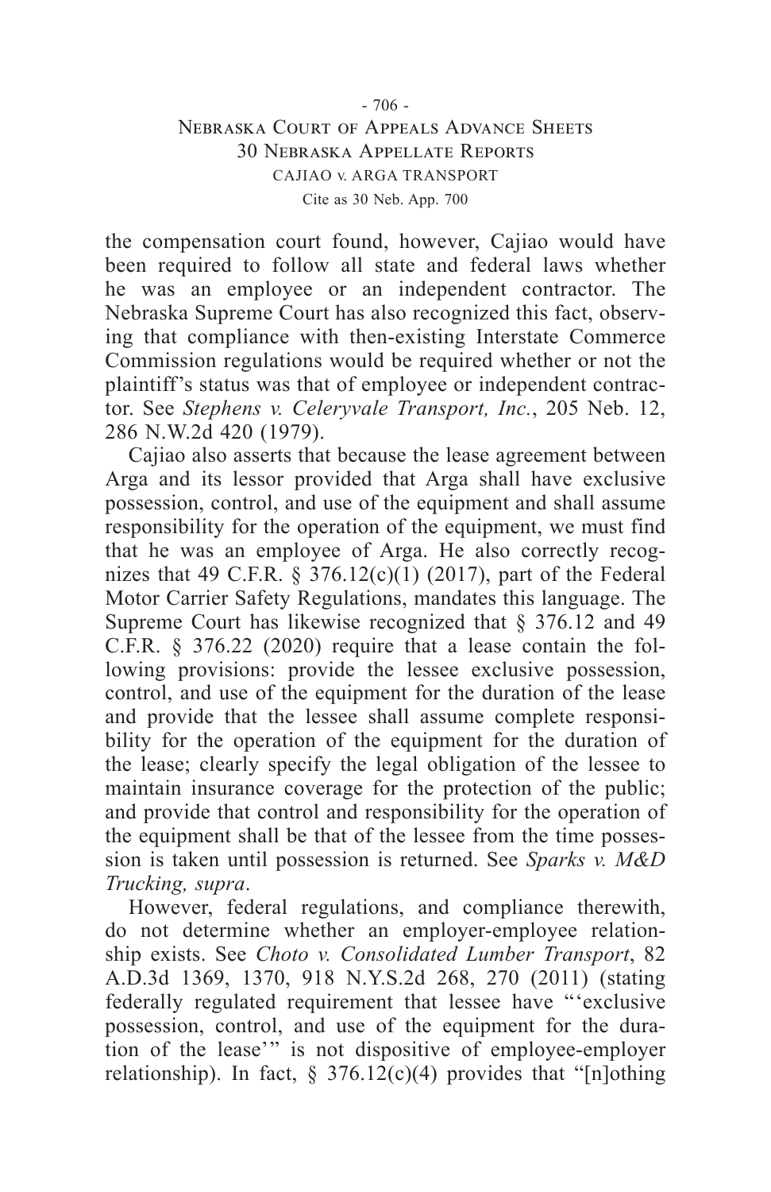the compensation court found, however, Cajiao would have been required to follow all state and federal laws whether he was an employee or an independent contractor. The Nebraska Supreme Court has also recognized this fact, observing that compliance with then-existing Interstate Commerce Commission regulations would be required whether or not the plaintiff's status was that of employee or independent contractor. See *Stephens v. Celeryvale Transport, Inc.*, 205 Neb. 12, 286 N.W.2d 420 (1979).

Cajiao also asserts that because the lease agreement between Arga and its lessor provided that Arga shall have exclusive possession, control, and use of the equipment and shall assume responsibility for the operation of the equipment, we must find that he was an employee of Arga. He also correctly recognizes that 49 C.F.R. § 376.12(c)(1) (2017), part of the Federal Motor Carrier Safety Regulations, mandates this language. The Supreme Court has likewise recognized that § 376.12 and 49 C.F.R. § 376.22 (2020) require that a lease contain the following provisions: provide the lessee exclusive possession, control, and use of the equipment for the duration of the lease and provide that the lessee shall assume complete responsibility for the operation of the equipment for the duration of the lease; clearly specify the legal obligation of the lessee to maintain insurance coverage for the protection of the public; and provide that control and responsibility for the operation of the equipment shall be that of the lessee from the time possession is taken until possession is returned. See *Sparks v. M&D Trucking, supra*.

However, federal regulations, and compliance therewith, do not determine whether an employer-employee relationship exists. See *Choto v. Consolidated Lumber Transport*, 82 A.D.3d 1369, 1370, 918 N.Y.S.2d 268, 270 (2011) (stating federally regulated requirement that lessee have "'exclusive possession, control, and use of the equipment for the duration of the lease'" is not dispositive of employee-employer relationship). In fact, § 376.12(c)(4) provides that "[n]othing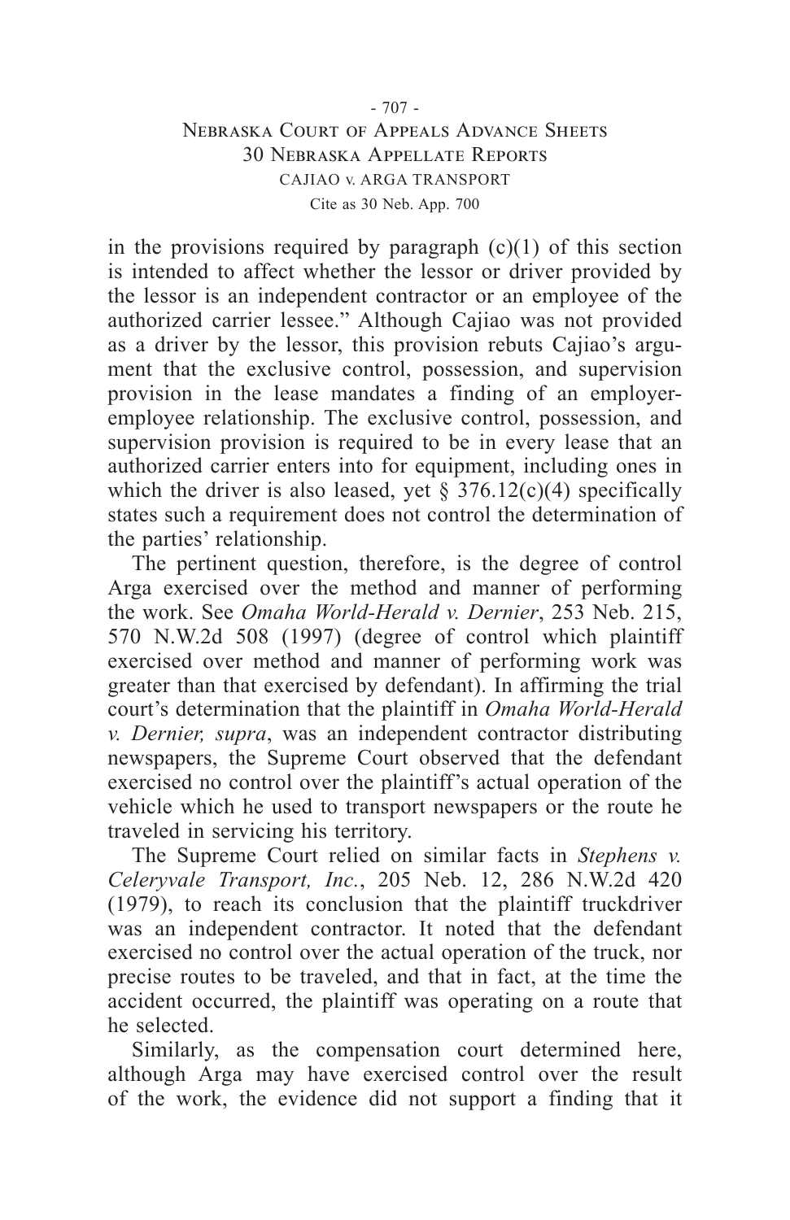in the provisions required by paragraph (c)(1) of this section is intended to affect whether the lessor or driver provided by the lessor is an independent contractor or an employee of the authorized carrier lessee." Although Cajiao was not provided as a driver by the lessor, this provision rebuts Cajiao's argument that the exclusive control, possession, and supervision provision in the lease mandates a finding of an employer-employee relationship. The exclusive control, possession, and supervision provision is required to be in every lease that an authorized carrier enters into for equipment, including ones in which the driver is also leased, yet § 376.12(c)(4) specifically states such a requirement does not control the determination of the parties' relationship.

The pertinent question, therefore, is the degree of control Arga exercised over the method and manner of performing the work. See *Omaha World-Herald v. Dernier*, 253 Neb. 215, 570 N.W.2d 508 (1997) (degree of control which plaintiff exercised over method and manner of performing work was greater than that exercised by defendant). In affirming the trial court's determination that the plaintiff in *Omaha World-Herald v. Dernier, supra*, was an independent contractor distributing newspapers, the Supreme Court observed that the defendant exercised no control over the plaintiff's actual operation of the vehicle which he used to transport newspapers or the route he traveled in servicing his territory.

The Supreme Court relied on similar facts in *Stephens v. Celeryvale Transport, Inc.*, 205 Neb. 12, 286 N.W.2d 420 (1979), to reach its conclusion that the plaintiff truckdriver was an independent contractor. It noted that the defendant exercised no control over the actual operation of the truck, nor precise routes to be traveled, and that in fact, at the time the accident occurred, the plaintiff was operating on a route that he selected.

Similarly, as the compensation court determined here, although Arga may have exercised control over the result of the work, the evidence did not support a finding that it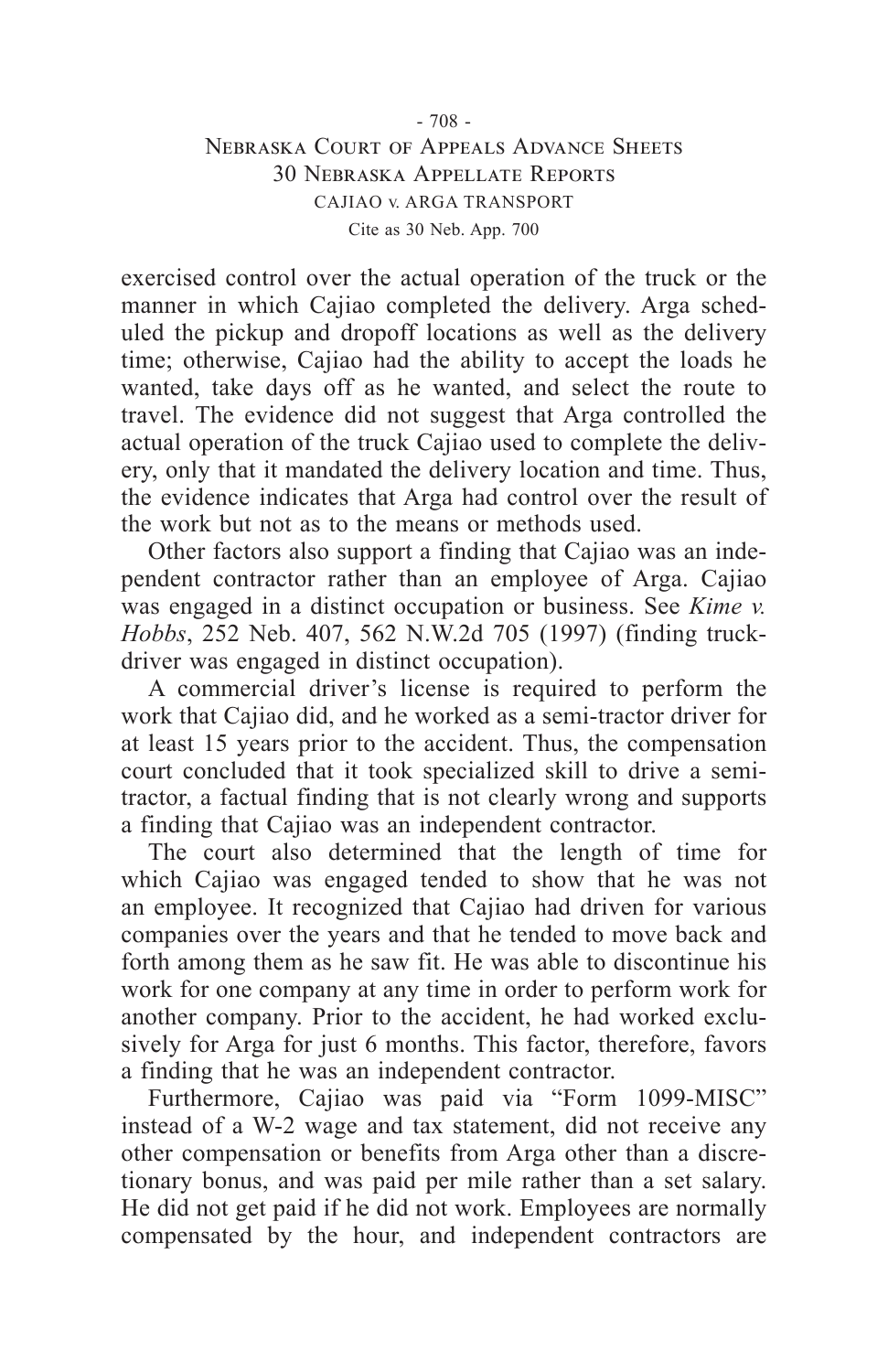exercised control over the actual operation of the truck or the manner in which Cajiao completed the delivery. Arga scheduled the pickup and dropoff locations as well as the delivery time; otherwise, Cajiao had the ability to accept the loads he wanted, take days off as he wanted, and select the route to travel. The evidence did not suggest that Arga controlled the actual operation of the truck Cajiao used to complete the delivery, only that it mandated the delivery location and time. Thus, the evidence indicates that Arga had control over the result of the work but not as to the means or methods used.

Other factors also support a finding that Cajiao was an independent contractor rather than an employee of Arga. Cajiao was engaged in a distinct occupation or business. See *Kime v. Hobbs*, 252 Neb. 407, 562 N.W.2d 705 (1997) (finding truck-driver was engaged in distinct occupation).

A commercial driver's license is required to perform the work that Cajiao did, and he worked as a semi-tractor driver for at least 15 years prior to the accident. Thus, the compensation court concluded that it took specialized skill to drive a semi-tractor, a factual finding that is not clearly wrong and supports a finding that Cajiao was an independent contractor.

The court also determined that the length of time for which Cajiao was engaged tended to show that he was not an employee. It recognized that Cajiao had driven for various companies over the years and that he tended to move back and forth among them as he saw fit. He was able to discontinue his work for one company at any time in order to perform work for another company. Prior to the accident, he had worked exclusively for Arga for just 6 months. This factor, therefore, favors a finding that he was an independent contractor.

Furthermore, Cajiao was paid via "Form 1099-MISC" instead of a W-2 wage and tax statement, did not receive any other compensation or benefits from Arga other than a discretionary bonus, and was paid per mile rather than a set salary. He did not get paid if he did not work. Employees are normally compensated by the hour, and independent contractors are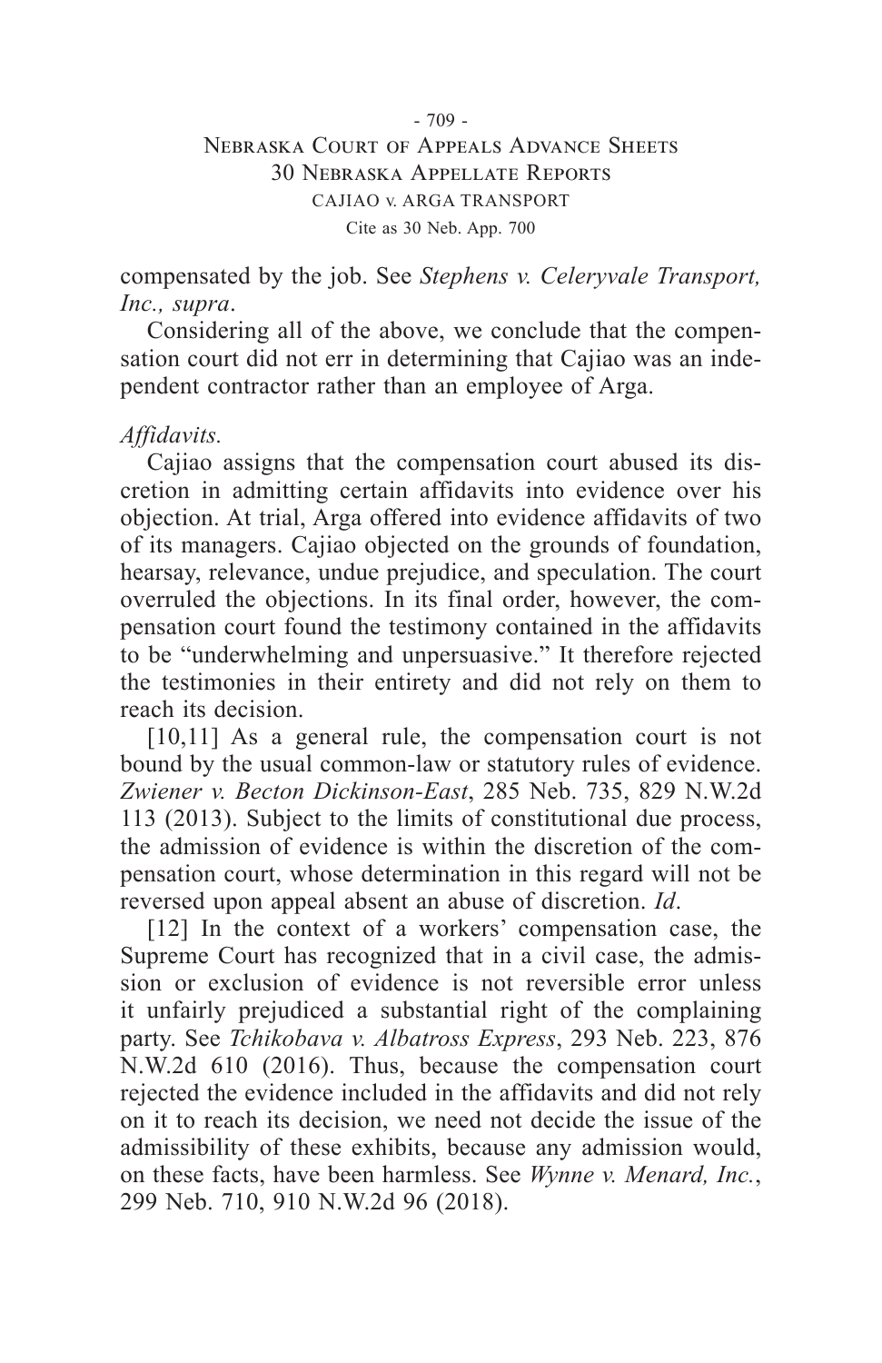compensated by the job. See *Stephens v. Celeryvale Transport, Inc., supra*.

Considering all of the above, we conclude that the compensation court did not err in determining that Cajiao was an independent contractor rather than an employee of Arga.

*Affidavits.*

Cajiao assigns that the compensation court abused its discretion in admitting certain affidavits into evidence over his objection. At trial, Arga offered into evidence affidavits of two of its managers. Cajiao objected on the grounds of foundation, hearsay, relevance, undue prejudice, and speculation. The court overruled the objections. In its final order, however, the compensation court found the testimony contained in the affidavits to be "underwhelming and unpersuasive." It therefore rejected the testimonies in their entirety and did not rely on them to reach its decision.

[10,11] As a general rule, the compensation court is not bound by the usual common-law or statutory rules of evidence. *Zwiener v. Becton Dickinson-East*, 285 Neb. 735, 829 N.W.2d 113 (2013). Subject to the limits of constitutional due process, the admission of evidence is within the discretion of the compensation court, whose determination in this regard will not be reversed upon appeal absent an abuse of discretion. *Id*.

[12] In the context of a workers' compensation case, the Supreme Court has recognized that in a civil case, the admission or exclusion of evidence is not reversible error unless it unfairly prejudiced a substantial right of the complaining party. See *Tchikobava v. Albatross Express*, 293 Neb. 223, 876 N.W.2d 610 (2016). Thus, because the compensation court rejected the evidence included in the affidavits and did not rely on it to reach its decision, we need not decide the issue of the admissibility of these exhibits, because any admission would, on these facts, have been harmless. See *Wynne v. Menard, Inc.*, 299 Neb. 710, 910 N.W.2d 96 (2018).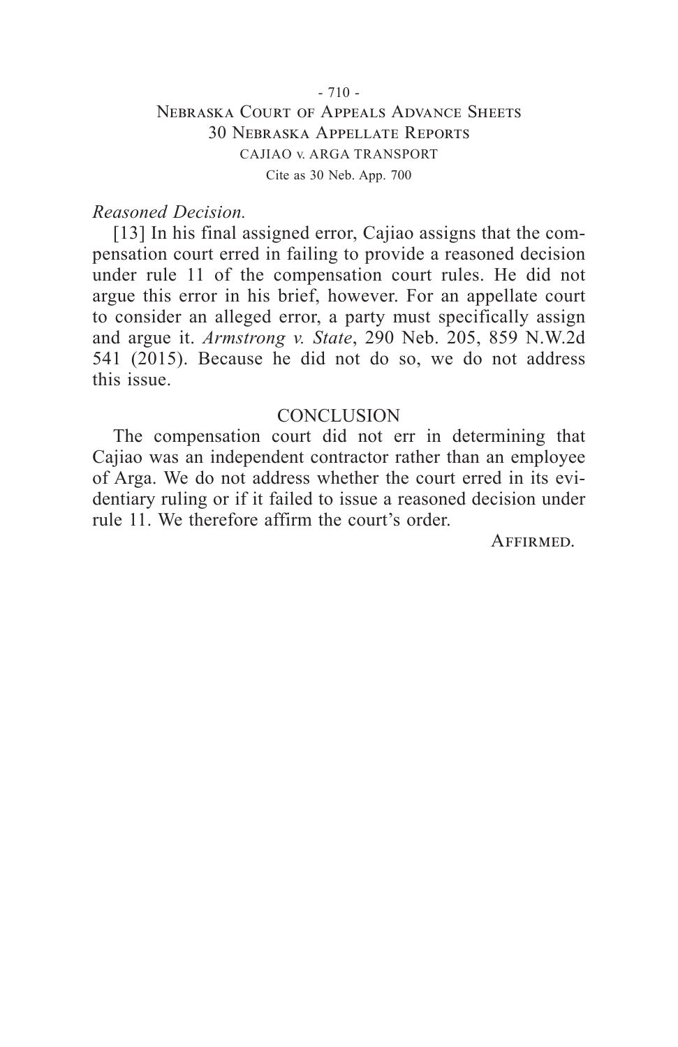*Reasoned Decision.*

[13] In his final assigned error, Cajiao assigns that the compensation court erred in failing to provide a reasoned decision under rule 11 of the compensation court rules. He did not argue this error in his brief, however. For an appellate court to consider an alleged error, a party must specifically assign and argue it. *Armstrong v. State*, 290 Neb. 205, 859 N.W.2d 541 (2015). Because he did not do so, we do not address this issue.

## CONCLUSION

The compensation court did not err in determining that Cajiao was an independent contractor rather than an employee of Arga. We do not address whether the court erred in its evidentiary ruling or if it failed to issue a reasoned decision under rule 11. We therefore affirm the court's order.

Affirmed.